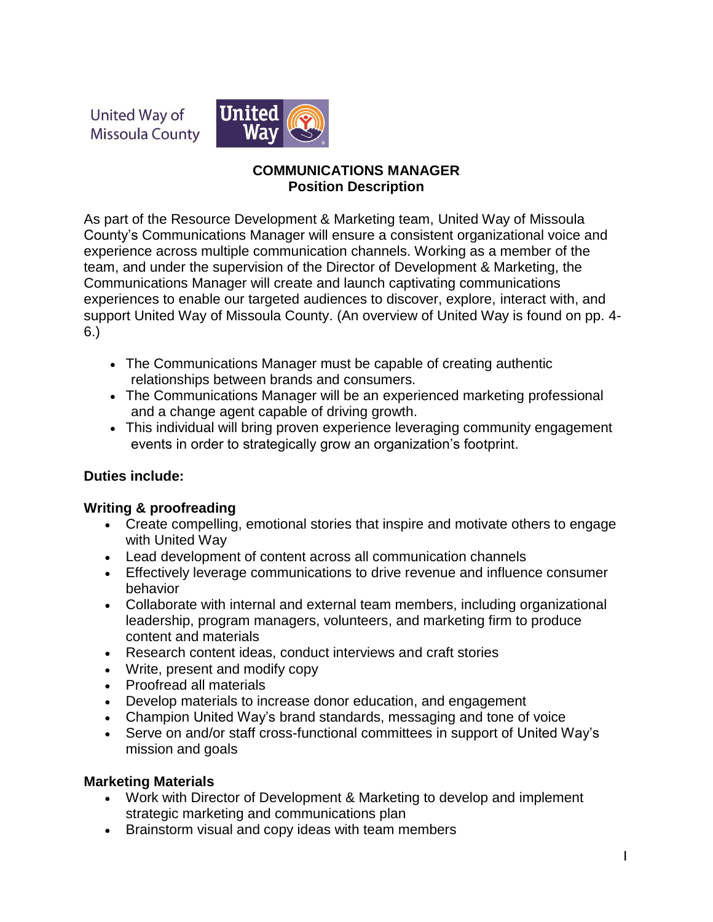United Way of Missoula County

# COMMUNICATIONS MANAGER
## Position Description

As part of the Resource Development & Marketing team, United Way of Missoula County's Communications Manager will ensure a consistent organizational voice and experience across multiple communication channels. Working as a member of the team, and under the supervision of the Director of Development & Marketing, the Communications Manager will create and launch captivating communications experiences to enable our targeted audiences to discover, explore, interact with, and support United Way of Missoula County. (An overview of United Way is found on pp. 4-6.)

- The Communications Manager must be capable of creating authentic relationships between brands and consumers.
- The Communications Manager will be an experienced marketing professional and a change agent capable of driving growth.
- This individual will bring proven experience leveraging community engagement events in order to strategically grow an organization's footprint.

**Duties include:**

**Writing & proofreading**

- Create compelling, emotional stories that inspire and motivate others to engage with United Way
- Lead development of content across all communication channels
- Effectively leverage communications to drive revenue and influence consumer behavior
- Collaborate with internal and external team members, including organizational leadership, program managers, volunteers, and marketing firm to produce content and materials
- Research content ideas, conduct interviews and craft stories
- Write, present and modify copy
- Proofread all materials
- Develop materials to increase donor education, and engagement
- Champion United Way's brand standards, messaging and tone of voice
- Serve on and/or staff cross-functional committees in support of United Way's mission and goals

**Marketing Materials**

- Work with Director of Development & Marketing to develop and implement strategic marketing and communications plan
- Brainstorm visual and copy ideas with team members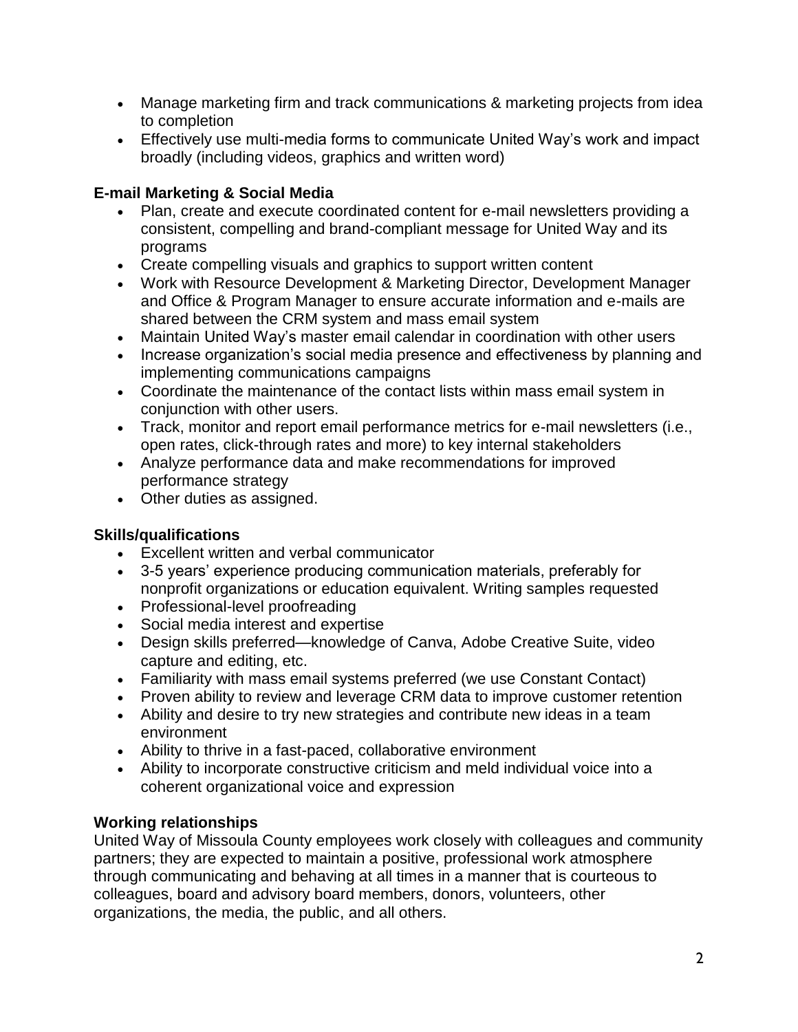- Manage marketing firm and track communications & marketing projects from idea to completion
- Effectively use multi-media forms to communicate United Way's work and impact broadly (including videos, graphics and written word)

**E-mail Marketing & Social Media**

- Plan, create and execute coordinated content for e-mail newsletters providing a consistent, compelling and brand-compliant message for United Way and its programs
- Create compelling visuals and graphics to support written content
- Work with Resource Development & Marketing Director, Development Manager and Office & Program Manager to ensure accurate information and e-mails are shared between the CRM system and mass email system
- Maintain United Way's master email calendar in coordination with other users
- Increase organization's social media presence and effectiveness by planning and implementing communications campaigns
- Coordinate the maintenance of the contact lists within mass email system in conjunction with other users.
- Track, monitor and report email performance metrics for e-mail newsletters (i.e., open rates, click-through rates and more) to key internal stakeholders
- Analyze performance data and make recommendations for improved performance strategy
- Other duties as assigned.

**Skills/qualifications**

- Excellent written and verbal communicator
- 3-5 years' experience producing communication materials, preferably for nonprofit organizations or education equivalent. Writing samples requested
- Professional-level proofreading
- Social media interest and expertise
- Design skills preferred—knowledge of Canva, Adobe Creative Suite, video capture and editing, etc.
- Familiarity with mass email systems preferred (we use Constant Contact)
- Proven ability to review and leverage CRM data to improve customer retention
- Ability and desire to try new strategies and contribute new ideas in a team environment
- Ability to thrive in a fast-paced, collaborative environment
- Ability to incorporate constructive criticism and meld individual voice into a coherent organizational voice and expression

**Working relationships**

United Way of Missoula County employees work closely with colleagues and community partners; they are expected to maintain a positive, professional work atmosphere through communicating and behaving at all times in a manner that is courteous to colleagues, board and advisory board members, donors, volunteers, other organizations, the media, the public, and all others.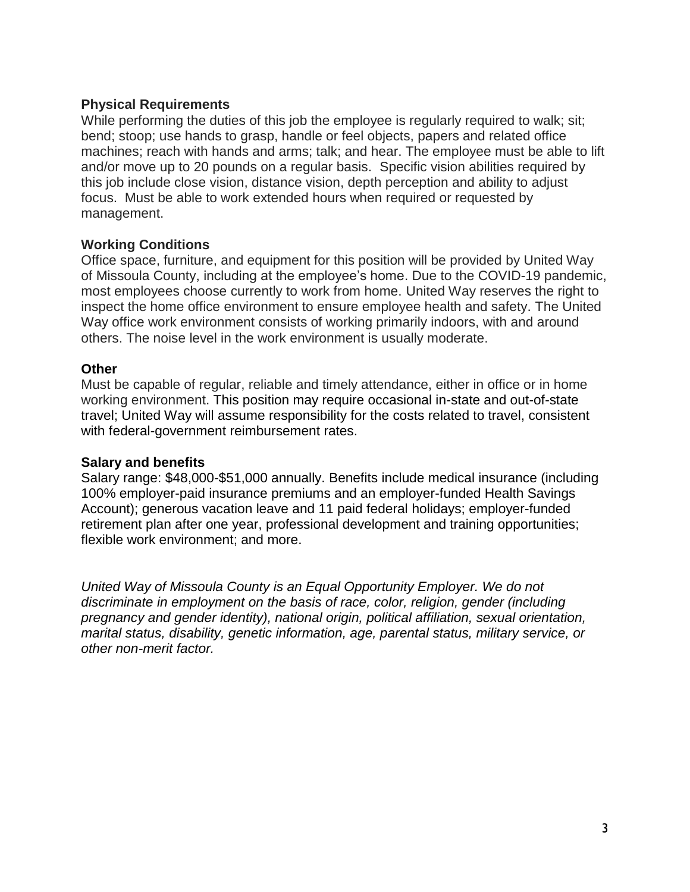### Physical Requirements

While performing the duties of this job the employee is regularly required to walk; sit; bend; stoop; use hands to grasp, handle or feel objects, papers and related office machines; reach with hands and arms; talk; and hear. The employee must be able to lift and/or move up to 20 pounds on a regular basis. Specific vision abilities required by this job include close vision, distance vision, depth perception and ability to adjust focus. Must be able to work extended hours when required or requested by management.

### Working Conditions

Office space, furniture, and equipment for this position will be provided by United Way of Missoula County, including at the employee's home. Due to the COVID-19 pandemic, most employees choose currently to work from home. United Way reserves the right to inspect the home office environment to ensure employee health and safety. The United Way office work environment consists of working primarily indoors, with and around others. The noise level in the work environment is usually moderate.

### Other

Must be capable of regular, reliable and timely attendance, either in office or in home working environment. This position may require occasional in-state and out-of-state travel; United Way will assume responsibility for the costs related to travel, consistent with federal-government reimbursement rates.

### Salary and benefits

Salary range: $48,000-$51,000 annually. Benefits include medical insurance (including 100% employer-paid insurance premiums and an employer-funded Health Savings Account); generous vacation leave and 11 paid federal holidays; employer-funded retirement plan after one year, professional development and training opportunities; flexible work environment; and more.

*United Way of Missoula County is an Equal Opportunity Employer. We do not discriminate in employment on the basis of race, color, religion, gender (including pregnancy and gender identity), national origin, political affiliation, sexual orientation, marital status, disability, genetic information, age, parental status, military service, or other non-merit factor.*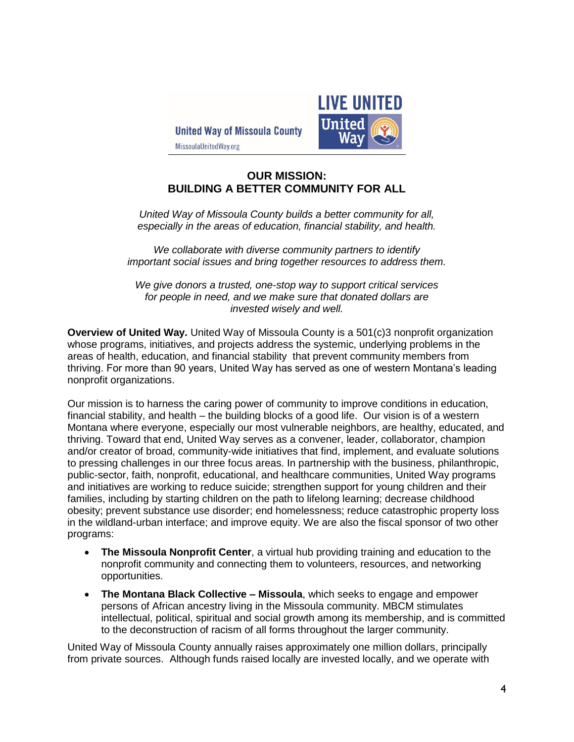United Way of Missoula County

MissoulaUnitedWay.org

LIVE UNITED

United Way

## OUR MISSION:
## BUILDING A BETTER COMMUNITY FOR ALL

*United Way of Missoula County builds a better community for all, especially in the areas of education, financial stability, and health.*

*We collaborate with diverse community partners to identify important social issues and bring together resources to address them.*

*We give donors a trusted, one-stop way to support critical services for people in need, and we make sure that donated dollars are invested wisely and well.*

**Overview of United Way.** United Way of Missoula County is a 501(c)3 nonprofit organization whose programs, initiatives, and projects address the systemic, underlying problems in the areas of health, education, and financial stability that prevent community members from thriving. For more than 90 years, United Way has served as one of western Montana's leading nonprofit organizations.

Our mission is to harness the caring power of community to improve conditions in education, financial stability, and health – the building blocks of a good life. Our vision is of a western Montana where everyone, especially our most vulnerable neighbors, are healthy, educated, and thriving. Toward that end, United Way serves as a convener, leader, collaborator, champion and/or creator of broad, community-wide initiatives that find, implement, and evaluate solutions to pressing challenges in our three focus areas. In partnership with the business, philanthropic, public-sector, faith, nonprofit, educational, and healthcare communities, United Way programs and initiatives are working to reduce suicide; strengthen support for young children and their families, including by starting children on the path to lifelong learning; decrease childhood obesity; prevent substance use disorder; end homelessness; reduce catastrophic property loss in the wildland-urban interface; and improve equity. We are also the fiscal sponsor of two other programs:

- **The Missoula Nonprofit Center**, a virtual hub providing training and education to the nonprofit community and connecting them to volunteers, resources, and networking opportunities.
- **The Montana Black Collective – Missoula**, which seeks to engage and empower persons of African ancestry living in the Missoula community. MBCM stimulates intellectual, political, spiritual and social growth among its membership, and is committed to the deconstruction of racism of all forms throughout the larger community.

United Way of Missoula County annually raises approximately one million dollars, principally from private sources. Although funds raised locally are invested locally, and we operate with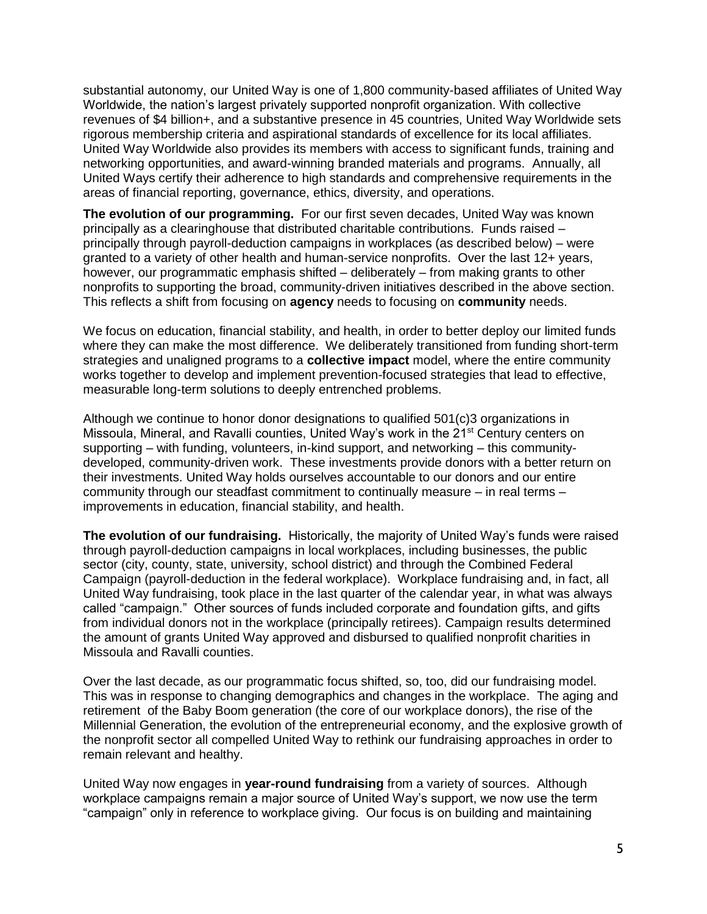substantial autonomy, our United Way is one of 1,800 community-based affiliates of United Way Worldwide, the nation's largest privately supported nonprofit organization. With collective revenues of $4 billion+, and a substantive presence in 45 countries, United Way Worldwide sets rigorous membership criteria and aspirational standards of excellence for its local affiliates. United Way Worldwide also provides its members with access to significant funds, training and networking opportunities, and award-winning branded materials and programs. Annually, all United Ways certify their adherence to high standards and comprehensive requirements in the areas of financial reporting, governance, ethics, diversity, and operations.

**The evolution of our programming.** For our first seven decades, United Way was known principally as a clearinghouse that distributed charitable contributions. Funds raised – principally through payroll-deduction campaigns in workplaces (as described below) – were granted to a variety of other health and human-service nonprofits. Over the last 12+ years, however, our programmatic emphasis shifted – deliberately – from making grants to other nonprofits to supporting the broad, community-driven initiatives described in the above section. This reflects a shift from focusing on **agency** needs to focusing on **community** needs.

We focus on education, financial stability, and health, in order to better deploy our limited funds where they can make the most difference. We deliberately transitioned from funding short-term strategies and unaligned programs to a **collective impact** model, where the entire community works together to develop and implement prevention-focused strategies that lead to effective, measurable long-term solutions to deeply entrenched problems.

Although we continue to honor donor designations to qualified 501(c)3 organizations in Missoula, Mineral, and Ravalli counties, United Way's work in the 21st Century centers on supporting – with funding, volunteers, in-kind support, and networking – this community-developed, community-driven work. These investments provide donors with a better return on their investments. United Way holds ourselves accountable to our donors and our entire community through our steadfast commitment to continually measure – in real terms – improvements in education, financial stability, and health.

**The evolution of our fundraising.** Historically, the majority of United Way's funds were raised through payroll-deduction campaigns in local workplaces, including businesses, the public sector (city, county, state, university, school district) and through the Combined Federal Campaign (payroll-deduction in the federal workplace). Workplace fundraising and, in fact, all United Way fundraising, took place in the last quarter of the calendar year, in what was always called "campaign." Other sources of funds included corporate and foundation gifts, and gifts from individual donors not in the workplace (principally retirees). Campaign results determined the amount of grants United Way approved and disbursed to qualified nonprofit charities in Missoula and Ravalli counties.

Over the last decade, as our programmatic focus shifted, so, too, did our fundraising model. This was in response to changing demographics and changes in the workplace. The aging and retirement of the Baby Boom generation (the core of our workplace donors), the rise of the Millennial Generation, the evolution of the entrepreneurial economy, and the explosive growth of the nonprofit sector all compelled United Way to rethink our fundraising approaches in order to remain relevant and healthy.

United Way now engages in **year-round fundraising** from a variety of sources. Although workplace campaigns remain a major source of United Way's support, we now use the term "campaign" only in reference to workplace giving. Our focus is on building and maintaining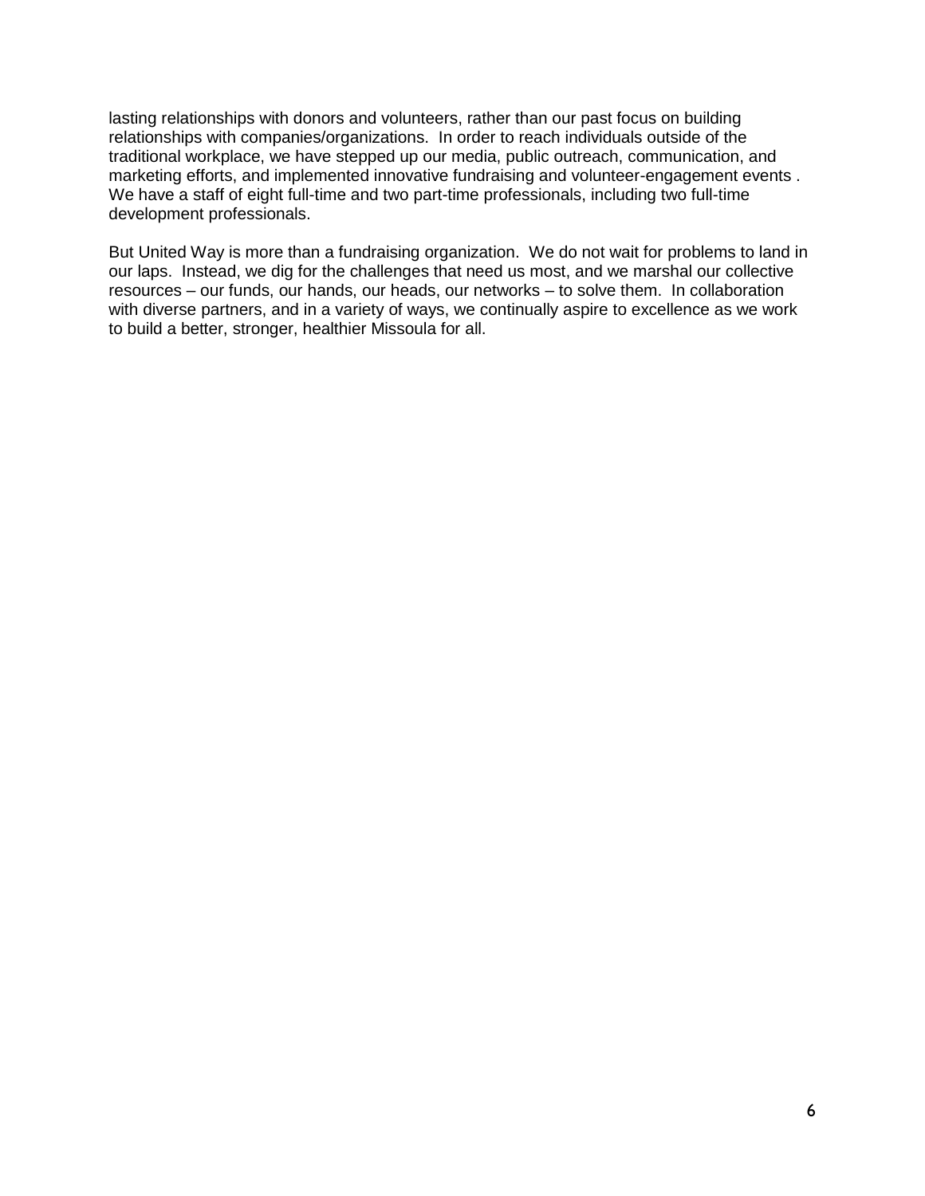lasting relationships with donors and volunteers, rather than our past focus on building relationships with companies/organizations. In order to reach individuals outside of the traditional workplace, we have stepped up our media, public outreach, communication, and marketing efforts, and implemented innovative fundraising and volunteer-engagement events . We have a staff of eight full-time and two part-time professionals, including two full-time development professionals.

But United Way is more than a fundraising organization. We do not wait for problems to land in our laps. Instead, we dig for the challenges that need us most, and we marshal our collective resources – our funds, our hands, our heads, our networks – to solve them. In collaboration with diverse partners, and in a variety of ways, we continually aspire to excellence as we work to build a better, stronger, healthier Missoula for all.